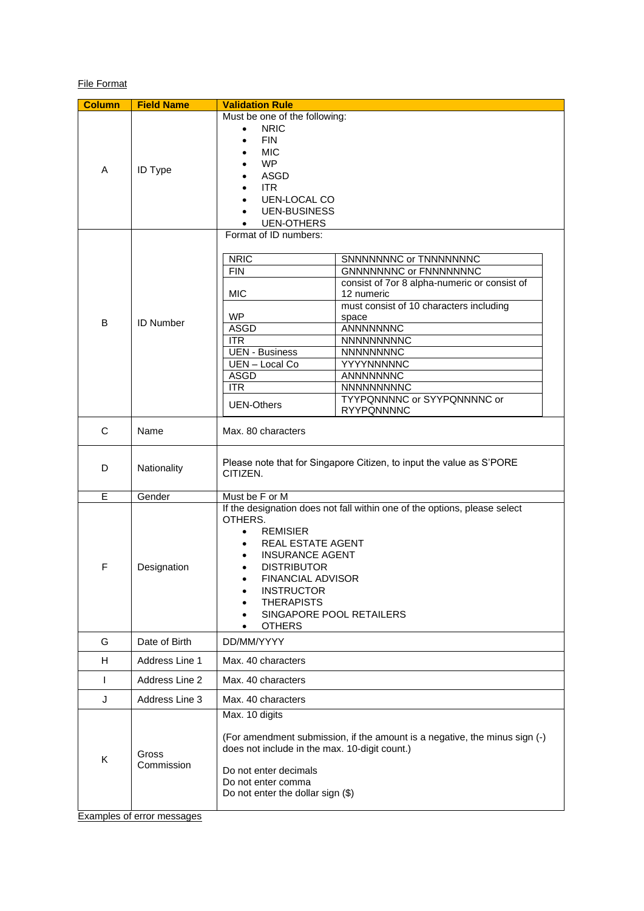File Format

| Column | Field Name | Validation Rule |
| --- | --- | --- |
| A | ID Type | Must be one of the following:<br>• NRIC<br>• FIN<br>• MIC<br>• WP<br>• ASGD<br>• ITR<br>• UEN-LOCAL CO<br>• UEN-BUSINESS<br>• UEN-OTHERS |
| B | ID Number | Format of ID numbers:<br><br>NRIC: SNNNNNNNC or TNNNNNNNC<br>FIN: GNNNNNNNC or FNNNNNNNC<br>MIC: consist of 7or 8 alpha-numeric or consist of 12 numeric<br>WP: must consist of 10 characters including space<br>ASGD: ANNNNNNNC<br>ITR: NNNNNNNNNC<br>UEN - Business: NNNNNNNNC<br>UEN – Local Co: YYYYNNNNNC<br>ASGD: ANNNNNNNC<br>ITR: NNNNNNNNNC<br>UEN-Others: TYYPQNNNNC or SYYPQNNNNC or RYYPQNNNNC |
| C | Name | Max. 80 characters |
| D | Nationality | Please note that for Singapore Citizen, to input the value as S'PORE CITIZEN. |
| E | Gender | Must be F or M |
| F | Designation | If the designation does not fall within one of the options, please select OTHERS.<br>• REMISIER<br>• REAL ESTATE AGENT<br>• INSURANCE AGENT<br>• DISTRIBUTOR<br>• FINANCIAL ADVISOR<br>• INSTRUCTOR<br>• THERAPISTS<br>• SINGAPORE POOL RETAILERS<br>• OTHERS |
| G | Date of Birth | DD/MM/YYYY |
| H | Address Line 1 | Max. 40 characters |
| I | Address Line 2 | Max. 40 characters |
| J | Address Line 3 | Max. 40 characters |
| K | Gross Commission | Max. 10 digits<br><br>(For amendment submission, if the amount is a negative, the minus sign (-) does not include in the max. 10-digit count.)<br><br>Do not enter decimals<br>Do not enter comma<br>Do not enter the dollar sign ($) |

Examples of error messages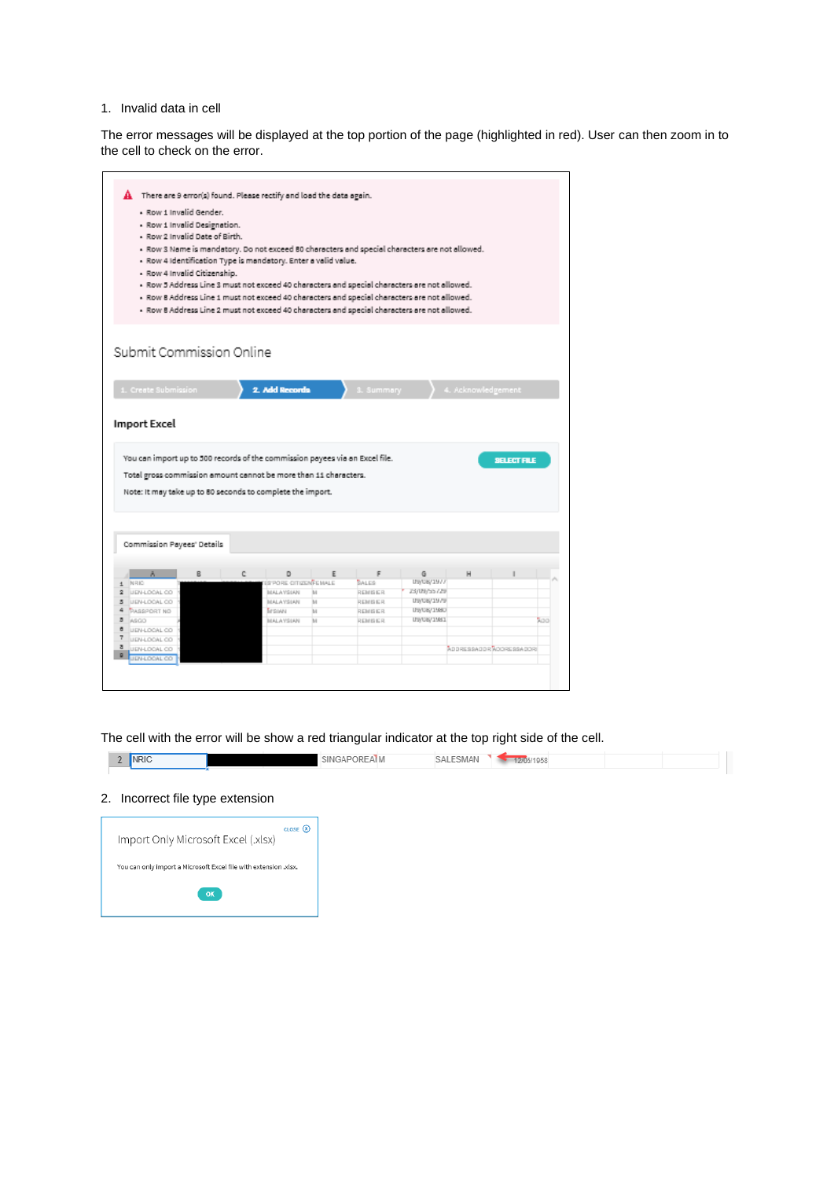1. Invalid data in cell

The error messages will be displayed at the top portion of the page (highlighted in red). User can then zoom in to the cell to check on the error.

There are 9 error(s) found. Please rectify and load the data again.

- Row 1 Invalid Gender.
- Row 1 Invalid Designation.
- Row 2 Invalid Date of Birth.
- Row 3 Name is mandatory. Do not exceed 80 characters and special characters are not allowed.
- Row 4 Identification Type is mandatory. Enter a valid value.
- Row 4 Invalid Citizenship.
- Row 5 Address Line 3 must not exceed 40 characters and special characters are not allowed.
- Row 8 Address Line 1 must not exceed 40 characters and special characters are not allowed.
- Row 8 Address Line 2 must not exceed 40 characters and special characters are not allowed.

Submit Commission Online

1. Create Submission | 2. Add Records | 3. Summary | 4. Acknowledgement

**Import Excel**

You can import up to 500 records of the commission payees via an Excel file.

Total gross commission amount cannot be more than 11 characters.

Note: It may take up to 80 seconds to complete the import.

SELECT FILE

Commission Payees' Details

The cell with the error will be show a red triangular indicator at the top right side of the cell.

| 2 | NRIC | | SINGAPOREAN M | SALESMAN | 12/06/1958 |
|---|---|---|---|---|---|

2. Incorrect file type extension

Import Only Microsoft Excel (.xlsx)

CLOSE

You can only import a Microsoft Excel file with extension .xlsx.

OK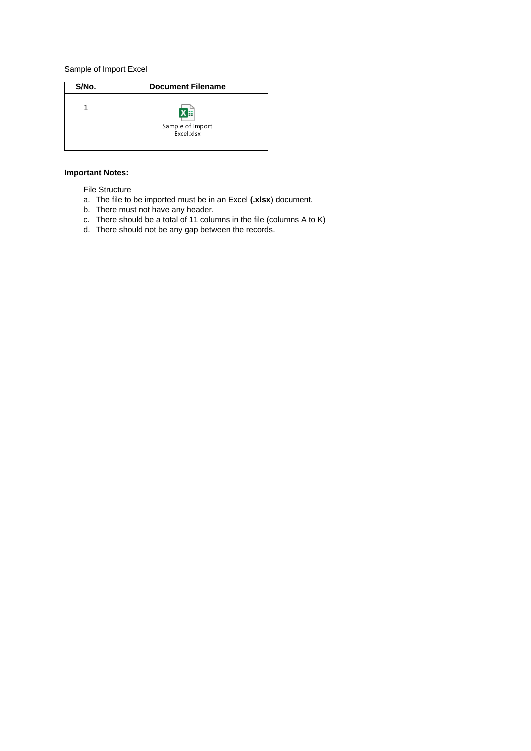Sample of Import Excel

| S/No. | Document Filename |
| --- | --- |
| 1 | Sample of Import Excel.xlsx |

**Important Notes:**

File Structure

a. The file to be imported must be in an Excel **(.xlsx**) document.
b. There must not have any header.
c. There should be a total of 11 columns in the file (columns A to K)
d. There should not be any gap between the records.